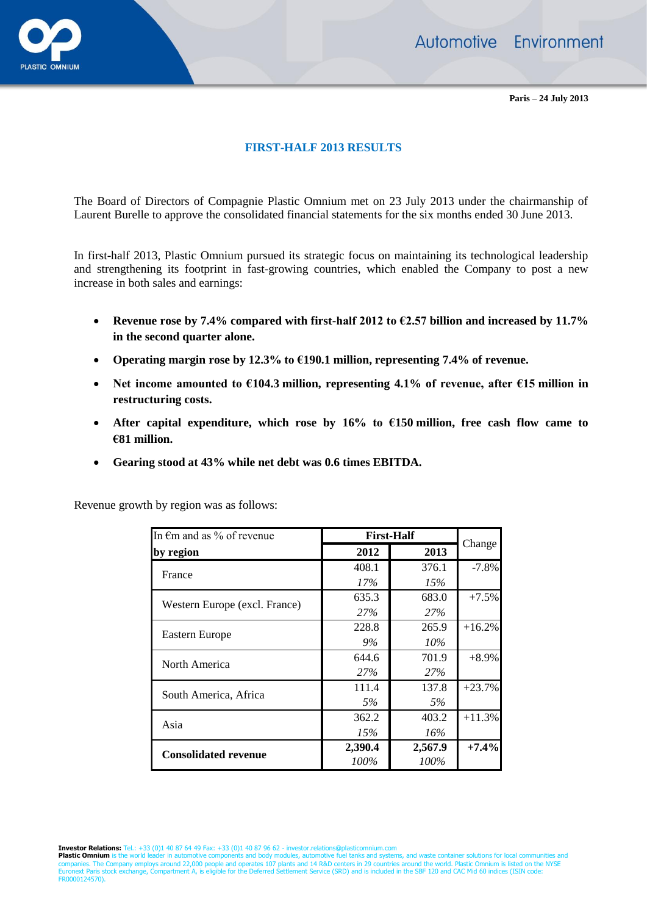Paris – 24 July 2013

# FIRST-HALF 2013 RESULTS

The Board of Directors of Compagnie Plastic Omnium met on 23 July 2013 under the chairmanship of Laurent Burelle to approve the consolidated financial statements for the six months ended 30 June 2013.

In first-half 2013, Plastic Omnium pursued its strategic focus on maintaining its technological leadership and strengthening its footprint in fast-growing countries, which enabled the Company to post a new increase in both sales and earnings:

- **Revenue rose by 7.4% compared with first-half 2012 to €2.57 billion and increased by 11.7% in the second quarter alone.**
- **Operating margin rose by 12.3% to €190.1 million, representing 7.4% of revenue.**
- **Net income amounted to €104.3 million, representing 4.1% of revenue, after €15 million in restructuring costs.**
- **After capital expenditure, which rose by 16% to €150 million, free cash flow came to €81 million.**
- **Gearing stood at 43% while net debt was 0.6 times EBITDA.**

Revenue growth by region was as follows:

| In €m and as % of revenue **by region** | **First-Half 2012** | **First-Half 2013** | Change |
|---|---|---|---|
| France | 408.1<br>*17%* | 376.1<br>*15%* | -7.8% |
| Western Europe (excl. France) | 635.3<br>*27%* | 683.0<br>*27%* | +7.5% |
| Eastern Europe | 228.8<br>*9%* | 265.9<br>*10%* | +16.2% |
| North America | 644.6<br>*27%* | 701.9<br>*27%* | +8.9% |
| South America, Africa | 111.4<br>*5%* | 137.8<br>*5%* | +23.7% |
| Asia | 362.2<br>*15%* | 403.2<br>*16%* | +11.3% |
| **Consolidated revenue** | **2,390.4**<br>*100%* | **2,567.9**<br>*100%* | **+7.4%** |

**Investor Relations:** Tel.: +33 (0)1 40 87 64 49 Fax: +33 (0)1 40 87 96 62 - investor.relations@plasticomnium.com
**Plastic Omnium** is the world leader in automotive components and body modules, automotive fuel tanks and systems, and waste container solutions for local communities and companies. The Company employs around 22,000 people and operates 107 plants and 14 R&D centers in 29 countries around the world. Plastic Omnium is listed on the NYSE Euronext Paris stock exchange, Compartment A, is eligible for the Deferred Settlement Service (SRD) and is included in the SBF 120 and CAC Mid 60 indices (ISIN code: FR0000124570).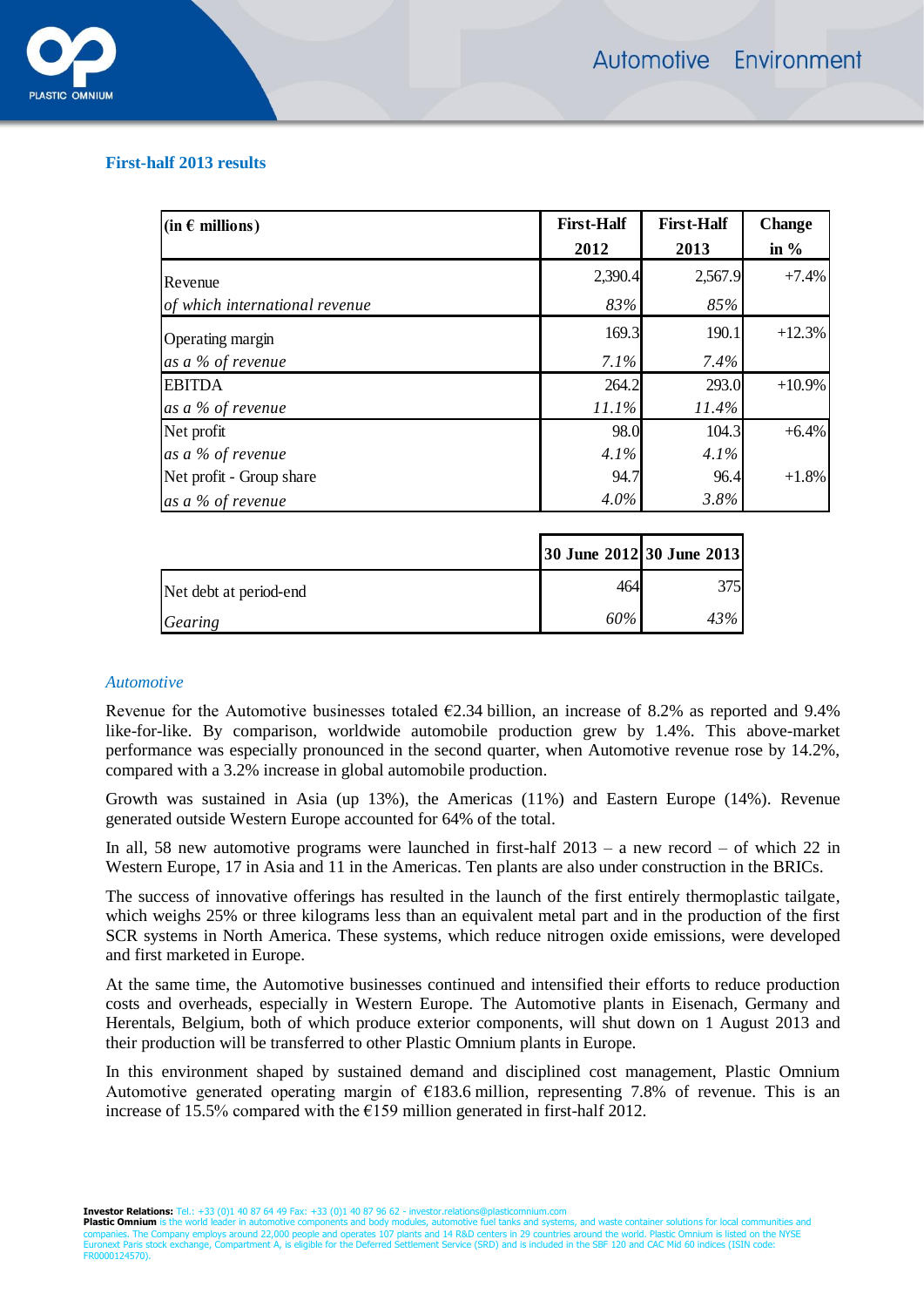### First-half 2013 results

| (in € millions) | First-Half 2012 | First-Half 2013 | Change in % |
|---|---|---|---|
| Revenue | 2,390.4 | 2,567.9 | +7.4% |
| *of which international revenue* | *83%* | *85%* | |
| Operating margin | 169.3 | 190.1 | +12.3% |
| *as a % of revenue* | *7.1%* | *7.4%* | |
| EBITDA | 264.2 | 293.0 | +10.9% |
| *as a % of revenue* | *11.1%* | *11.4%* | |
| Net profit | 98.0 | 104.3 | +6.4% |
| *as a % of revenue* | *4.1%* | *4.1%* | |
| Net profit - Group share | 94.7 | 96.4 | +1.8% |
| *as a % of revenue* | *4.0%* | *3.8%* | |

| | 30 June 2012 | 30 June 2013 |
|---|---|---|
| Net debt at period-end | 464 | 375 |
| *Gearing* | *60%* | *43%* |

#### *Automotive*

Revenue for the Automotive businesses totaled €2.34 billion, an increase of 8.2% as reported and 9.4% like-for-like. By comparison, worldwide automobile production grew by 1.4%. This above-market performance was especially pronounced in the second quarter, when Automotive revenue rose by 14.2%, compared with a 3.2% increase in global automobile production.

Growth was sustained in Asia (up 13%), the Americas (11%) and Eastern Europe (14%). Revenue generated outside Western Europe accounted for 64% of the total.

In all, 58 new automotive programs were launched in first-half 2013 – a new record – of which 22 in Western Europe, 17 in Asia and 11 in the Americas. Ten plants are also under construction in the BRICs.

The success of innovative offerings has resulted in the launch of the first entirely thermoplastic tailgate, which weighs 25% or three kilograms less than an equivalent metal part and in the production of the first SCR systems in North America. These systems, which reduce nitrogen oxide emissions, were developed and first marketed in Europe.

At the same time, the Automotive businesses continued and intensified their efforts to reduce production costs and overheads, especially in Western Europe. The Automotive plants in Eisenach, Germany and Herentals, Belgium, both of which produce exterior components, will shut down on 1 August 2013 and their production will be transferred to other Plastic Omnium plants in Europe.

In this environment shaped by sustained demand and disciplined cost management, Plastic Omnium Automotive generated operating margin of €183.6 million, representing 7.8% of revenue. This is an increase of 15.5% compared with the €159 million generated in first-half 2012.

**Investor Relations:** Tel.: +33 (0)1 40 87 64 49 Fax: +33 (0)1 40 87 96 62 - investor.relations@plasticomnium.com
**Plastic Omnium** is the world leader in automotive components and body modules, automotive fuel tanks and systems, and waste container solutions for local communities and companies. The Company employs around 22,000 people and operates 107 plants and 14 R&D centers in 29 countries around the world. Plastic Omnium is listed on the NYSE Euronext Paris stock exchange, Compartment A, is eligible for the Deferred Settlement Service (SRD) and is included in the SBF 120 and CAC Mid 60 indices (ISIN code: FR0000124570).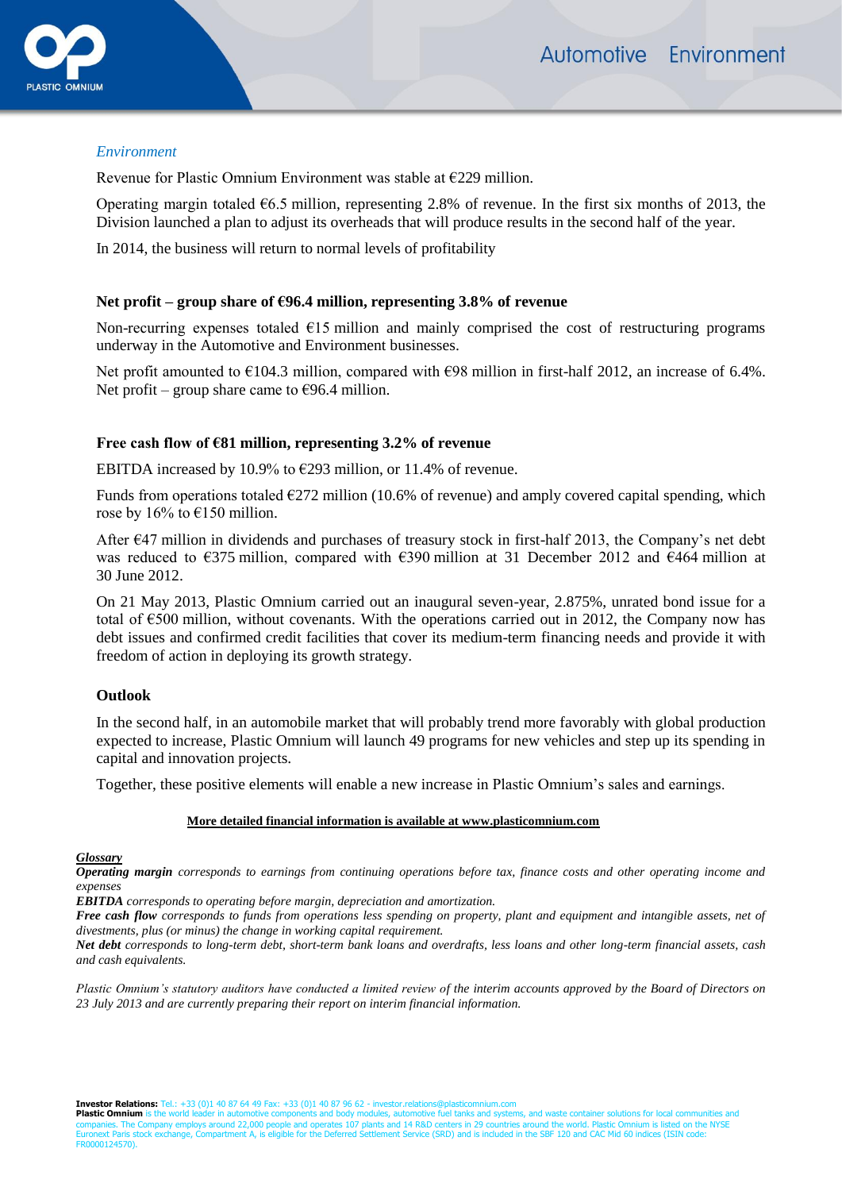*Environment*

Revenue for Plastic Omnium Environment was stable at €229 million.

Operating margin totaled €6.5 million, representing 2.8% of revenue. In the first six months of 2013, the Division launched a plan to adjust its overheads that will produce results in the second half of the year.

In 2014, the business will return to normal levels of profitability

### Net profit – group share of €96.4 million, representing 3.8% of revenue

Non-recurring expenses totaled €15 million and mainly comprised the cost of restructuring programs underway in the Automotive and Environment businesses.

Net profit amounted to €104.3 million, compared with €98 million in first-half 2012, an increase of 6.4%. Net profit – group share came to €96.4 million.

### Free cash flow of €81 million, representing 3.2% of revenue

EBITDA increased by 10.9% to €293 million, or 11.4% of revenue.

Funds from operations totaled €272 million (10.6% of revenue) and amply covered capital spending, which rose by 16% to €150 million.

After €47 million in dividends and purchases of treasury stock in first-half 2013, the Company's net debt was reduced to €375 million, compared with €390 million at 31 December 2012 and €464 million at 30 June 2012.

On 21 May 2013, Plastic Omnium carried out an inaugural seven-year, 2.875%, unrated bond issue for a total of €500 million, without covenants. With the operations carried out in 2012, the Company now has debt issues and confirmed credit facilities that cover its medium-term financing needs and provide it with freedom of action in deploying its growth strategy.

### Outlook

In the second half, in an automobile market that will probably trend more favorably with global production expected to increase, Plastic Omnium will launch 49 programs for new vehicles and step up its spending in capital and innovation projects.

Together, these positive elements will enable a new increase in Plastic Omnium's sales and earnings.

**More detailed financial information is available at www.plasticomnium.com**

***Glossary***

***Operating margin*** *corresponds to earnings from continuing operations before tax, finance costs and other operating income and expenses*

***EBITDA*** *corresponds to operating before margin, depreciation and amortization.*

***Free cash flow*** *corresponds to funds from operations less spending on property, plant and equipment and intangible assets, net of divestments, plus (or minus) the change in working capital requirement.*

***Net debt*** *corresponds to long-term debt, short-term bank loans and overdrafts, less loans and other long-term financial assets, cash and cash equivalents.*

*Plastic Omnium's statutory auditors have conducted a limited review of the interim accounts approved by the Board of Directors on 23 July 2013 and are currently preparing their report on interim financial information.*

**Investor Relations:** Tel.: +33 (0)1 40 87 64 49 Fax: +33 (0)1 40 87 96 62 - investor.relations@plasticomnium.com
**Plastic Omnium** is the world leader in automotive components and body modules, automotive fuel tanks and systems, and waste container solutions for local communities and companies. The Company employs around 22,000 people and operates 107 plants and 14 R&D centers in 29 countries around the world. Plastic Omnium is listed on the NYSE Euronext Paris stock exchange, Compartment A, is eligible for the Deferred Settlement Service (SRD) and is included in the SBF 120 and CAC Mid 60 indices (ISIN code: FR0000124570).